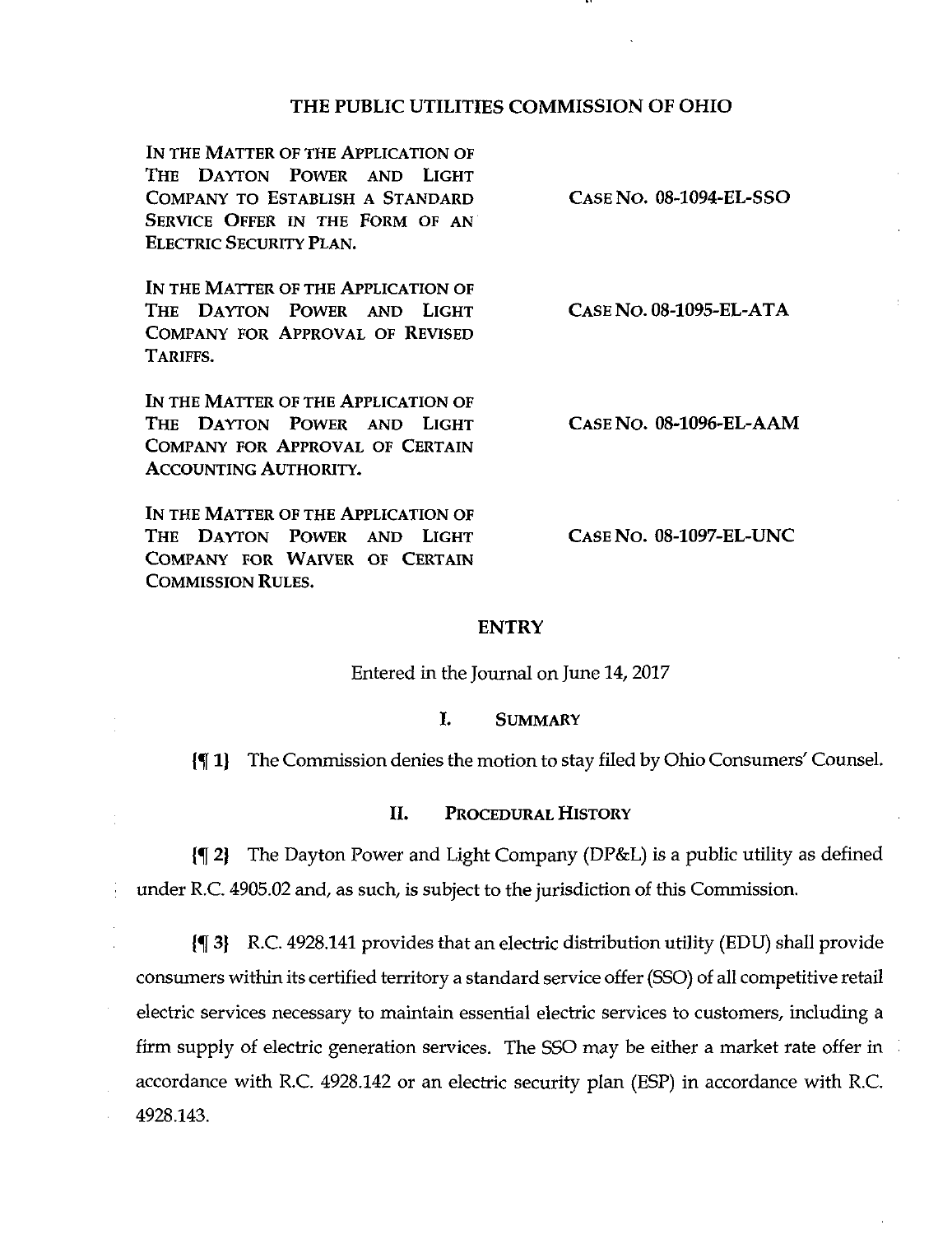# THE PUBLIC UTILITIES COMMISSION OF OHIO

| | |
|---|---|
| IN THE MATTER OF THE APPLICATION OF THE DAYTON POWER AND LIGHT COMPANY TO ESTABLISH A STANDARD SERVICE OFFER IN THE FORM OF AN ELECTRIC SECURITY PLAN. | CASE NO. 08-1094-EL-SSO |
| IN THE MATTER OF THE APPLICATION OF THE DAYTON POWER AND LIGHT COMPANY FOR APPROVAL OF REVISED TARIFFS. | CASE NO. 08-1095-EL-ATA |
| IN THE MATTER OF THE APPLICATION OF THE DAYTON POWER AND LIGHT COMPANY FOR APPROVAL OF CERTAIN ACCOUNTING AUTHORITY. | CASE NO. 08-1096-EL-AAM |
| IN THE MATTER OF THE APPLICATION OF THE DAYTON POWER AND LIGHT COMPANY FOR WAIVER OF CERTAIN COMMISSION RULES. | CASE NO. 08-1097-EL-UNC |

## ENTRY

Entered in the Journal on June 14, 2017

### I. SUMMARY

{¶ 1} The Commission denies the motion to stay filed by Ohio Consumers' Counsel.

### II. PROCEDURAL HISTORY

{¶ 2} The Dayton Power and Light Company (DP&L) is a public utility as defined under R.C. 4905.02 and, as such, is subject to the jurisdiction of this Commission.

{¶ 3} R.C. 4928.141 provides that an electric distribution utility (EDU) shall provide consumers within its certified territory a standard service offer (SSO) of all competitive retail electric services necessary to maintain essential electric services to customers, including a firm supply of electric generation services. The SSO may be either a market rate offer in accordance with R.C. 4928.142 or an electric security plan (ESP) in accordance with R.C. 4928.143.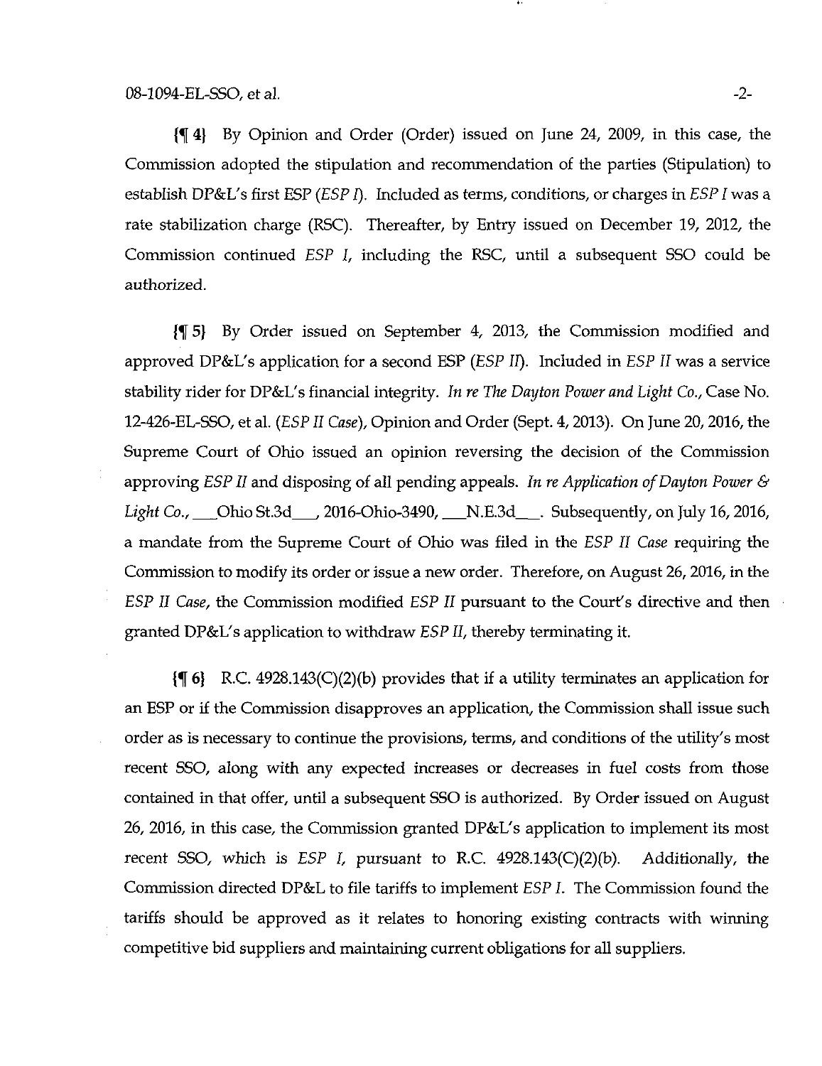{¶ 4} By Opinion and Order (Order) issued on June 24, 2009, in this case, the Commission adopted the stipulation and recommendation of the parties (Stipulation) to establish DP&L's first ESP (*ESP I*). Included as terms, conditions, or charges in *ESP I* was a rate stabilization charge (RSC). Thereafter, by Entry issued on December 19, 2012, the Commission continued *ESP I*, including the RSC, until a subsequent SSO could be authorized.

{¶ 5} By Order issued on September 4, 2013, the Commission modified and approved DP&L's application for a second ESP (*ESP II*). Included in *ESP II* was a service stability rider for DP&L's financial integrity. *In re The Dayton Power and Light Co.*, Case No. 12-426-EL-SSO, et al. (*ESP II Case*), Opinion and Order (Sept. 4, 2013). On June 20, 2016, the Supreme Court of Ohio issued an opinion reversing the decision of the Commission approving *ESP II* and disposing of all pending appeals. *In re Application of Dayton Power & Light Co.*, \_\_\_Ohio St.3d\_\_\_, 2016-Ohio-3490, \_\_\_N.E.3d\_\_\_. Subsequently, on July 16, 2016, a mandate from the Supreme Court of Ohio was filed in the *ESP II Case* requiring the Commission to modify its order or issue a new order. Therefore, on August 26, 2016, in the *ESP II Case*, the Commission modified *ESP II* pursuant to the Court's directive and then granted DP&L's application to withdraw *ESP II*, thereby terminating it.

{¶ 6} R.C. 4928.143(C)(2)(b) provides that if a utility terminates an application for an ESP or if the Commission disapproves an application, the Commission shall issue such order as is necessary to continue the provisions, terms, and conditions of the utility's most recent SSO, along with any expected increases or decreases in fuel costs from those contained in that offer, until a subsequent SSO is authorized. By Order issued on August 26, 2016, in this case, the Commission granted DP&L's application to implement its most recent SSO, which is *ESP I*, pursuant to R.C. 4928.143(C)(2)(b). Additionally, the Commission directed DP&L to file tariffs to implement *ESP I*. The Commission found the tariffs should be approved as it relates to honoring existing contracts with winning competitive bid suppliers and maintaining current obligations for all suppliers.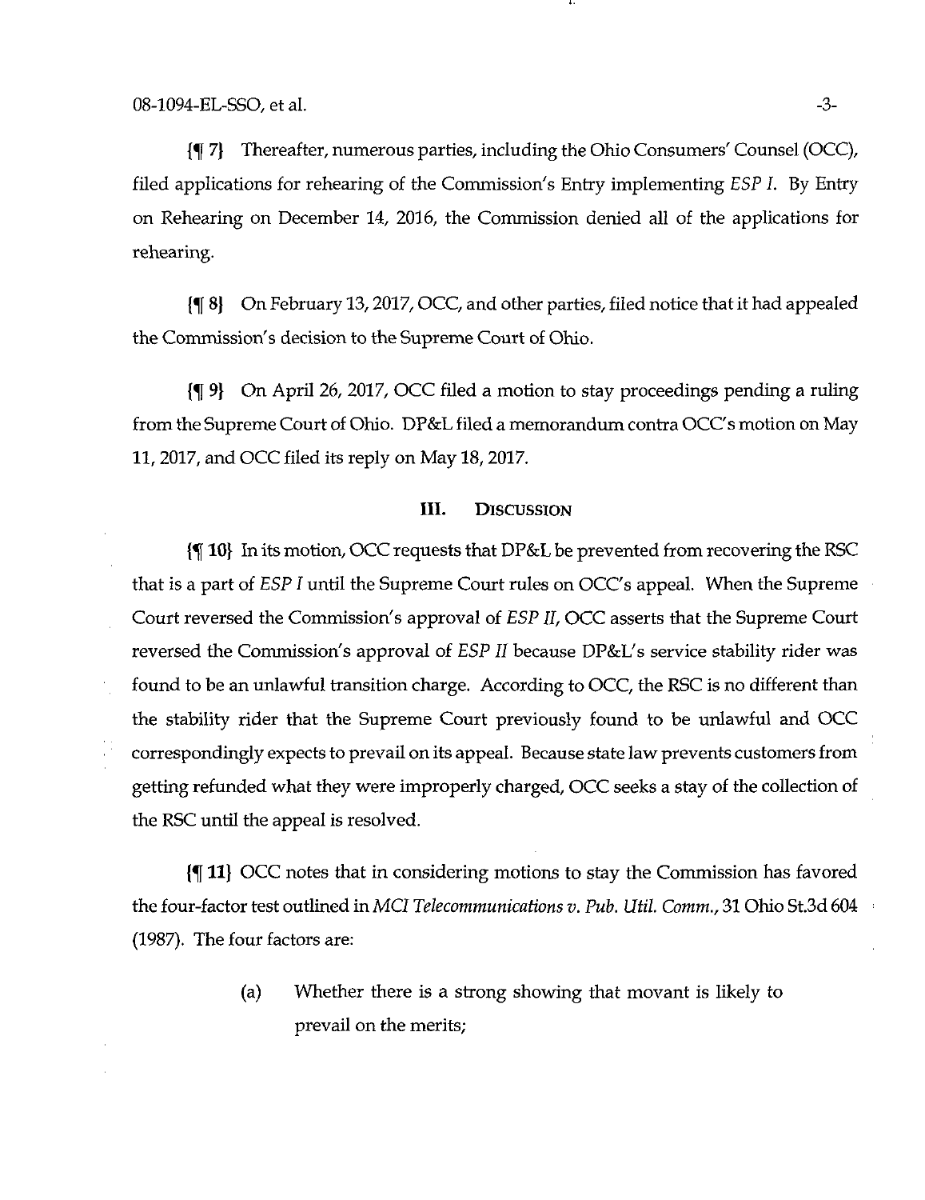{¶ 7} Thereafter, numerous parties, including the Ohio Consumers' Counsel (OCC), filed applications for rehearing of the Commission's Entry implementing *ESP I*. By Entry on Rehearing on December 14, 2016, the Commission denied all of the applications for rehearing.

{¶ 8} On February 13, 2017, OCC, and other parties, filed notice that it had appealed the Commission's decision to the Supreme Court of Ohio.

{¶ 9} On April 26, 2017, OCC filed a motion to stay proceedings pending a ruling from the Supreme Court of Ohio. DP&L filed a memorandum contra OCC's motion on May 11, 2017, and OCC filed its reply on May 18, 2017.

## III. Discussion

{¶ 10} In its motion, OCC requests that DP&L be prevented from recovering the RSC that is a part of *ESP I* until the Supreme Court rules on OCC's appeal. When the Supreme Court reversed the Commission's approval of *ESP II*, OCC asserts that the Supreme Court reversed the Commission's approval of *ESP II* because DP&L's service stability rider was found to be an unlawful transition charge. According to OCC, the RSC is no different than the stability rider that the Supreme Court previously found to be unlawful and OCC correspondingly expects to prevail on its appeal. Because state law prevents customers from getting refunded what they were improperly charged, OCC seeks a stay of the collection of the RSC until the appeal is resolved.

{¶ 11} OCC notes that in considering motions to stay the Commission has favored the four-factor test outlined in *MCI Telecommunications v. Pub. Util. Comm.*, 31 Ohio St.3d 604 (1987). The four factors are:

(a) Whether there is a strong showing that movant is likely to prevail on the merits;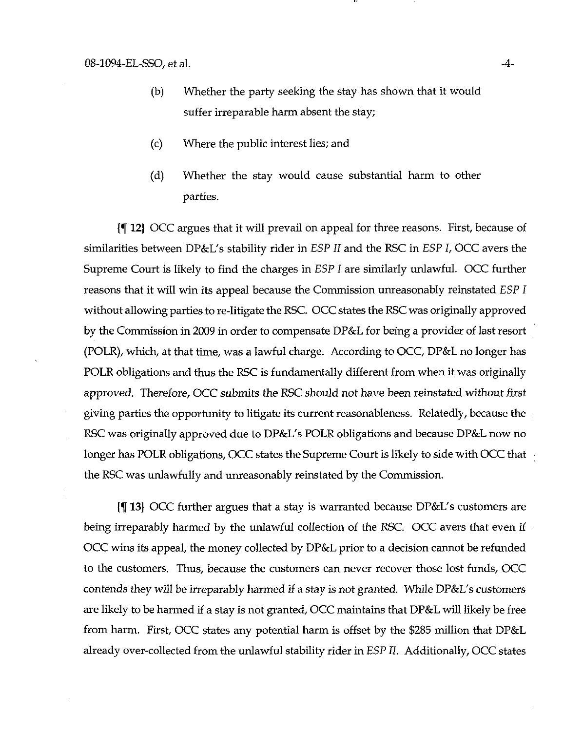(b) Whether the party seeking the stay has shown that it would suffer irreparable harm absent the stay;

(c) Where the public interest lies; and

(d) Whether the stay would cause substantial harm to other parties.

{¶ 12} OCC argues that it will prevail on appeal for three reasons. First, because of similarities between DP&L's stability rider in *ESP II* and the RSC in *ESP I*, OCC avers the Supreme Court is likely to find the charges in *ESP I* are similarly unlawful. OCC further reasons that it will win its appeal because the Commission unreasonably reinstated *ESP I* without allowing parties to re-litigate the RSC. OCC states the RSC was originally approved by the Commission in 2009 in order to compensate DP&L for being a provider of last resort (POLR), which, at that time, was a lawful charge. According to OCC, DP&L no longer has POLR obligations and thus the RSC is fundamentally different from when it was originally approved. Therefore, OCC submits the RSC should not have been reinstated without first giving parties the opportunity to litigate its current reasonableness. Relatedly, because the RSC was originally approved due to DP&L's POLR obligations and because DP&L now no longer has POLR obligations, OCC states the Supreme Court is likely to side with OCC that the RSC was unlawfully and unreasonably reinstated by the Commission.

{¶ 13} OCC further argues that a stay is warranted because DP&L's customers are being irreparably harmed by the unlawful collection of the RSC. OCC avers that even if OCC wins its appeal, the money collected by DP&L prior to a decision cannot be refunded to the customers. Thus, because the customers can never recover those lost funds, OCC contends they will be irreparably harmed if a stay is not granted. While DP&L's customers are likely to be harmed if a stay is not granted, OCC maintains that DP&L will likely be free from harm. First, OCC states any potential harm is offset by the $285 million that DP&L already over-collected from the unlawful stability rider in *ESP II*. Additionally, OCC states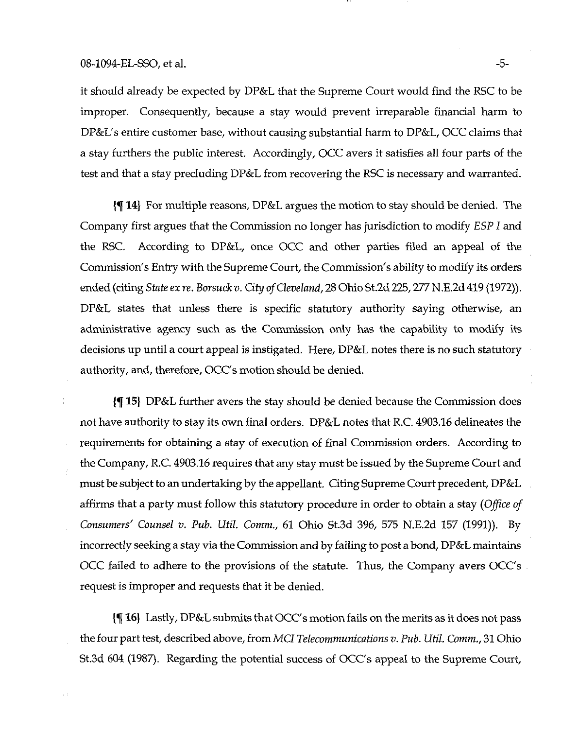it should already be expected by DP&L that the Supreme Court would find the RSC to be improper. Consequently, because a stay would prevent irreparable financial harm to DP&L's entire customer base, without causing substantial harm to DP&L, OCC claims that a stay furthers the public interest. Accordingly, OCC avers it satisfies all four parts of the test and that a stay precluding DP&L from recovering the RSC is necessary and warranted.

{¶ 14} For multiple reasons, DP&L argues the motion to stay should be denied. The Company first argues that the Commission no longer has jurisdiction to modify *ESP I* and the RSC. According to DP&L, once OCC and other parties filed an appeal of the Commission's Entry with the Supreme Court, the Commission's ability to modify its orders ended (citing *State ex re. Borsuck v. City of Cleveland*, 28 Ohio St.2d 225, 277 N.E.2d 419 (1972)). DP&L states that unless there is specific statutory authority saying otherwise, an administrative agency such as the Commission only has the capability to modify its decisions up until a court appeal is instigated. Here, DP&L notes there is no such statutory authority, and, therefore, OCC's motion should be denied.

{¶ 15} DP&L further avers the stay should be denied because the Commission does not have authority to stay its own final orders. DP&L notes that R.C. 4903.16 delineates the requirements for obtaining a stay of execution of final Commission orders. According to the Company, R.C. 4903.16 requires that any stay must be issued by the Supreme Court and must be subject to an undertaking by the appellant. Citing Supreme Court precedent, DP&L affirms that a party must follow this statutory procedure in order to obtain a stay (*Office of Consumers' Counsel v. Pub. Util. Comm.*, 61 Ohio St.3d 396, 575 N.E.2d 157 (1991)). By incorrectly seeking a stay via the Commission and by failing to post a bond, DP&L maintains OCC failed to adhere to the provisions of the statute. Thus, the Company avers OCC's request is improper and requests that it be denied.

{¶ 16} Lastly, DP&L submits that OCC's motion fails on the merits as it does not pass the four part test, described above, from *MCI Telecommunications v. Pub. Util. Comm.*, 31 Ohio St.3d 604 (1987). Regarding the potential success of OCC's appeal to the Supreme Court,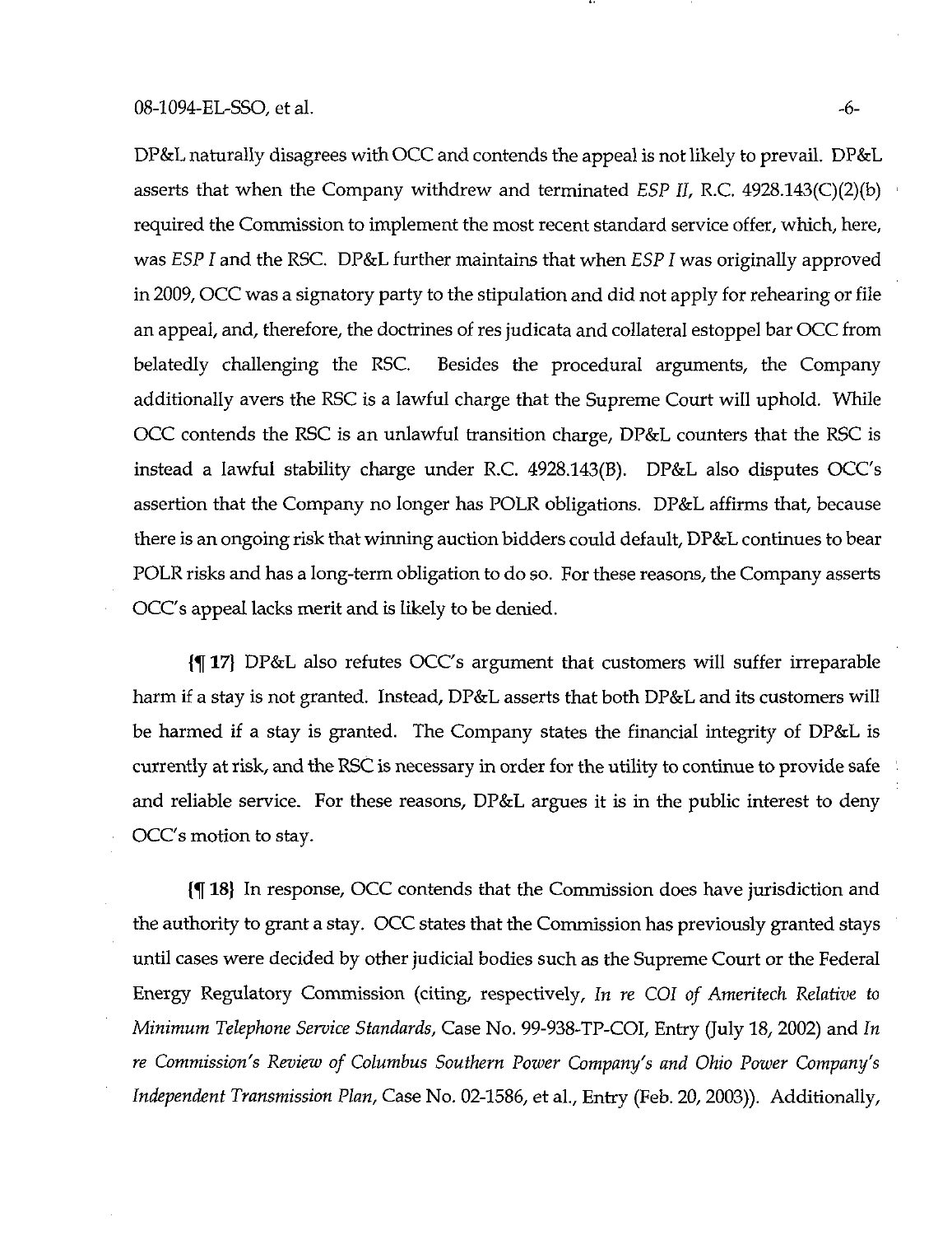DP&L naturally disagrees with OCC and contends the appeal is not likely to prevail. DP&L asserts that when the Company withdrew and terminated *ESP II*, R.C. 4928.143(C)(2)(b) required the Commission to implement the most recent standard service offer, which, here, was *ESP I* and the RSC. DP&L further maintains that when *ESP I* was originally approved in 2009, OCC was a signatory party to the stipulation and did not apply for rehearing or file an appeal, and, therefore, the doctrines of res judicata and collateral estoppel bar OCC from belatedly challenging the RSC. Besides the procedural arguments, the Company additionally avers the RSC is a lawful charge that the Supreme Court will uphold. While OCC contends the RSC is an unlawful transition charge, DP&L counters that the RSC is instead a lawful stability charge under R.C. 4928.143(B). DP&L also disputes OCC's assertion that the Company no longer has POLR obligations. DP&L affirms that, because there is an ongoing risk that winning auction bidders could default, DP&L continues to bear POLR risks and has a long-term obligation to do so. For these reasons, the Company asserts OCC's appeal lacks merit and is likely to be denied.

{¶ 17} DP&L also refutes OCC's argument that customers will suffer irreparable harm if a stay is not granted. Instead, DP&L asserts that both DP&L and its customers will be harmed if a stay is granted. The Company states the financial integrity of DP&L is currently at risk, and the RSC is necessary in order for the utility to continue to provide safe and reliable service. For these reasons, DP&L argues it is in the public interest to deny OCC's motion to stay.

{¶ 18} In response, OCC contends that the Commission does have jurisdiction and the authority to grant a stay. OCC states that the Commission has previously granted stays until cases were decided by other judicial bodies such as the Supreme Court or the Federal Energy Regulatory Commission (citing, respectively, *In re COI of Ameritech Relative to Minimum Telephone Service Standards*, Case No. 99-938-TP-COI, Entry (July 18, 2002) and *In re Commission's Review of Columbus Southern Power Company's and Ohio Power Company's Independent Transmission Plan*, Case No. 02-1586, et al., Entry (Feb. 20, 2003)). Additionally,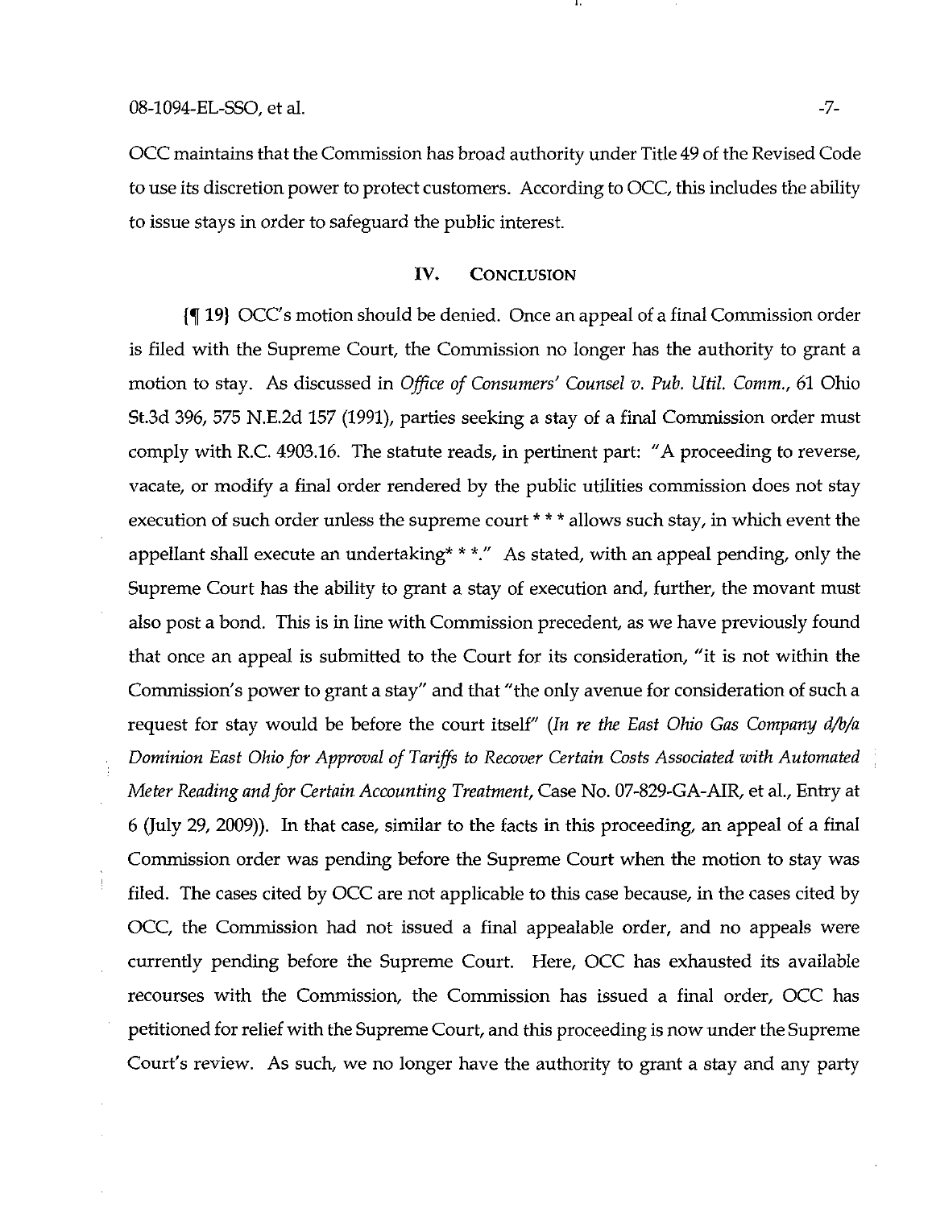OCC maintains that the Commission has broad authority under Title 49 of the Revised Code to use its discretion power to protect customers. According to OCC, this includes the ability to issue stays in order to safeguard the public interest.

## IV. CONCLUSION

{¶ 19} OCC's motion should be denied. Once an appeal of a final Commission order is filed with the Supreme Court, the Commission no longer has the authority to grant a motion to stay. As discussed in *Office of Consumers' Counsel v. Pub. Util. Comm.*, 61 Ohio St.3d 396, 575 N.E.2d 157 (1991), parties seeking a stay of a final Commission order must comply with R.C. 4903.16. The statute reads, in pertinent part: "A proceeding to reverse, vacate, or modify a final order rendered by the public utilities commission does not stay execution of such order unless the supreme court * * * allows such stay, in which event the appellant shall execute an undertaking* * *." As stated, with an appeal pending, only the Supreme Court has the ability to grant a stay of execution and, further, the movant must also post a bond. This is in line with Commission precedent, as we have previously found that once an appeal is submitted to the Court for its consideration, "it is not within the Commission's power to grant a stay" and that "the only avenue for consideration of such a request for stay would be before the court itself" (*In re the East Ohio Gas Company d/b/a Dominion East Ohio for Approval of Tariffs to Recover Certain Costs Associated with Automated Meter Reading and for Certain Accounting Treatment*, Case No. 07-829-GA-AIR, et al., Entry at 6 (July 29, 2009)). In that case, similar to the facts in this proceeding, an appeal of a final Commission order was pending before the Supreme Court when the motion to stay was filed. The cases cited by OCC are not applicable to this case because, in the cases cited by OCC, the Commission had not issued a final appealable order, and no appeals were currently pending before the Supreme Court. Here, OCC has exhausted its available recourses with the Commission, the Commission has issued a final order, OCC has petitioned for relief with the Supreme Court, and this proceeding is now under the Supreme Court's review. As such, we no longer have the authority to grant a stay and any party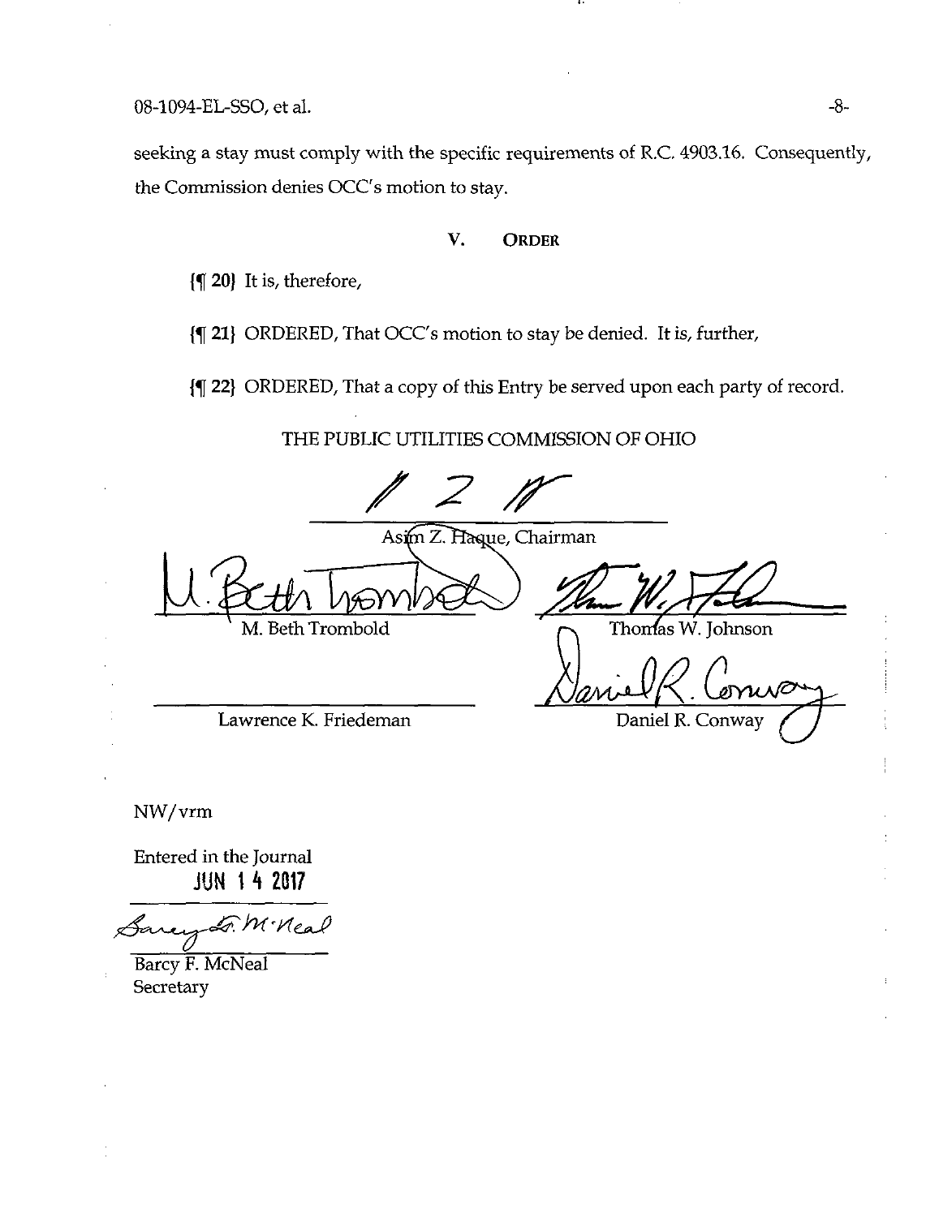seeking a stay must comply with the specific requirements of R.C. 4903.16. Consequently, the Commission denies OCC's motion to stay.

## V. ORDER

{¶ 20} It is, therefore,

{¶ 21} ORDERED, That OCC's motion to stay be denied. It is, further,

{¶ 22} ORDERED, That a copy of this Entry be served upon each party of record.

THE PUBLIC UTILITIES COMMISSION OF OHIO

Asim Z. Haque, Chairman

M. Beth Trombold

Thomas W. Johnson

Lawrence K. Friedeman

Daniel R. Conway

NW/vrm

Entered in the Journal
JUN 14 2017

Barcy F. McNeal
Secretary